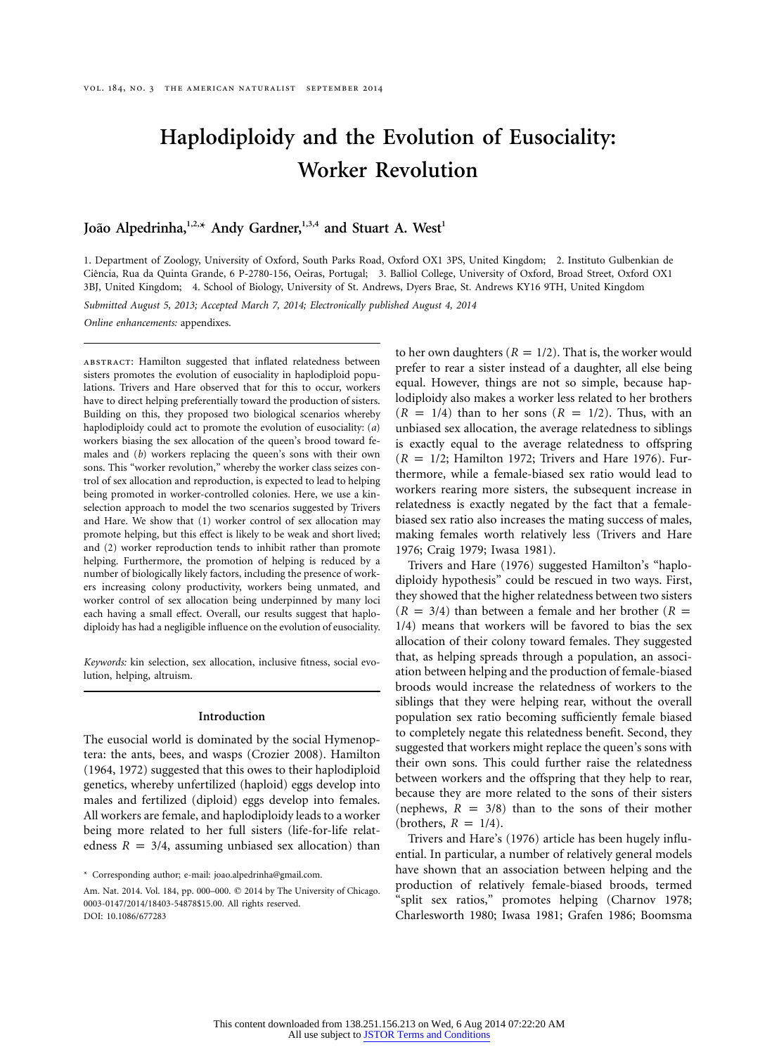# Haplodiploidy and the Evolution of Eusociality: Worker Revolution

## João Alpedrinha,[1,2,*] Andy Gardner,[1,3,4] and Stuart A. West[1]

1. Department of Zoology, University of Oxford, South Parks Road, Oxford OX1 3PS, United Kingdom; 2. Instituto Gulbenkian de Ciência, Rua da Quinta Grande, 6 P-2780-156, Oeiras, Portugal; 3. Balliol College, University of Oxford, Broad Street, Oxford OX1 3BJ, United Kingdom; 4. School of Biology, University of St. Andrews, Dyers Brae, St. Andrews KY16 9TH, United Kingdom

*Submitted August 5, 2013; Accepted March 7, 2014; Electronically published August 4, 2014*

*Online enhancements:* appendixes.

abstract: Hamilton suggested that inflated relatedness between sisters promotes the evolution of eusociality in haplodiploid populations. Trivers and Hare observed that for this to occur, workers have to direct helping preferentially toward the production of sisters. Building on this, they proposed two biological scenarios whereby haplodiploidy could act to promote the evolution of eusociality: (*a*) workers biasing the sex allocation of the queen's brood toward females and (*b*) workers replacing the queen's sons with their own sons. This "worker revolution," whereby the worker class seizes control of sex allocation and reproduction, is expected to lead to helping being promoted in worker-controlled colonies. Here, we use a kin-selection approach to model the two scenarios suggested by Trivers and Hare. We show that (1) worker control of sex allocation may promote helping, but this effect is likely to be weak and short lived; and (2) worker reproduction tends to inhibit rather than promote helping. Furthermore, the promotion of helping is reduced by a number of biologically likely factors, including the presence of workers increasing colony productivity, workers being unmated, and worker control of sex allocation being underpinned by many loci each having a small effect. Overall, our results suggest that haplodiploidy has had a negligible influence on the evolution of eusociality.

*Keywords:* kin selection, sex allocation, inclusive fitness, social evolution, helping, altruism.

### Introduction

The eusocial world is dominated by the social Hymenoptera: the ants, bees, and wasps (Crozier 2008). Hamilton (1964, 1972) suggested that this owes to their haplodiploid genetics, whereby unfertilized (haploid) eggs develop into males and fertilized (diploid) eggs develop into females. All workers are female, and haplodiploidy leads to a worker being more related to her full sisters (life-for-life relatedness $R = 3/4$, assuming unbiased sex allocation) than to her own daughters ($R = 1/2$). That is, the worker would prefer to rear a sister instead of a daughter, all else being equal. However, things are not so simple, because haplodiploidy also makes a worker less related to her brothers ($R = 1/4$) than to her sons ($R = 1/2$). Thus, with an unbiased sex allocation, the average relatedness to siblings is exactly equal to the average relatedness to offspring ($R = 1/2$; Hamilton 1972; Trivers and Hare 1976). Furthermore, while a female-biased sex ratio would lead to workers rearing more sisters, the subsequent increase in relatedness is exactly negated by the fact that a female-biased sex ratio also increases the mating success of males, making females worth relatively less (Trivers and Hare 1976; Craig 1979; Iwasa 1981).

Trivers and Hare (1976) suggested Hamilton's "haplodiploidy hypothesis" could be rescued in two ways. First, they showed that the higher relatedness between two sisters ($R = 3/4$) than between a female and her brother ($R = 1/4$) means that workers will be favored to bias the sex allocation of their colony toward females. They suggested that, as helping spreads through a population, an association between helping and the production of female-biased broods would increase the relatedness of workers to the siblings that they were helping rear, without the overall population sex ratio becoming sufficiently female biased to completely negate this relatedness benefit. Second, they suggested that workers might replace the queen's sons with their own sons. This could further raise the relatedness between workers and the offspring that they help to rear, because they are more related to the sons of their sisters (nephews, $R = 3/8$) than to the sons of their mother (brothers, $R = 1/4$).

Trivers and Hare's (1976) article has been hugely influential. In particular, a number of relatively general models have shown that an association between helping and the production of relatively female-biased broods, termed "split sex ratios," promotes helping (Charnov 1978; Charlesworth 1980; Iwasa 1981; Grafen 1986; Boomsma

---

* Corresponding author; e-mail: joao.alpedrinha@gmail.com.

Am. Nat. 2014. Vol. 184, pp. 000–000. © 2014 by The University of Chicago. 0003-0147/2014/18403-54878$15.00. All rights reserved.
DOI: 10.1086/677283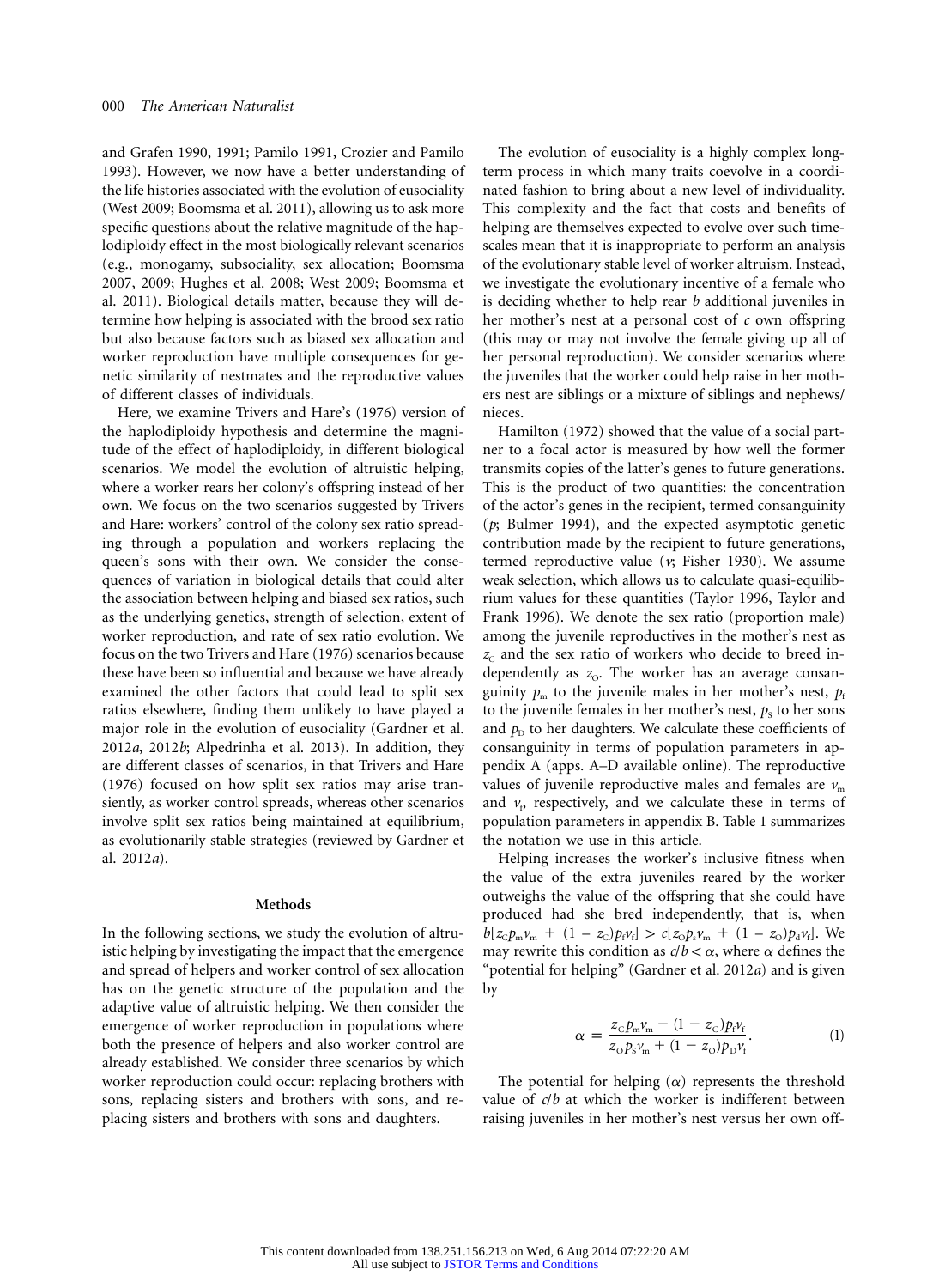and Grafen 1990, 1991; Pamilo 1991, Crozier and Pamilo 1993). However, we now have a better understanding of the life histories associated with the evolution of eusociality (West 2009; Boomsma et al. 2011), allowing us to ask more specific questions about the relative magnitude of the haplodiploidy effect in the most biologically relevant scenarios (e.g., monogamy, subsociality, sex allocation; Boomsma 2007, 2009; Hughes et al. 2008; West 2009; Boomsma et al. 2011). Biological details matter, because they will determine how helping is associated with the brood sex ratio but also because factors such as biased sex allocation and worker reproduction have multiple consequences for genetic similarity of nestmates and the reproductive values of different classes of individuals.

Here, we examine Trivers and Hare's (1976) version of the haplodiploidy hypothesis and determine the magnitude of the effect of haplodiploidy, in different biological scenarios. We model the evolution of altruistic helping, where a worker rears her colony's offspring instead of her own. We focus on the two scenarios suggested by Trivers and Hare: workers' control of the colony sex ratio spreading through a population and workers replacing the queen's sons with their own. We consider the consequences of variation in biological details that could alter the association between helping and biased sex ratios, such as the underlying genetics, strength of selection, extent of worker reproduction, and rate of sex ratio evolution. We focus on the two Trivers and Hare (1976) scenarios because these have been so influential and because we have already examined the other factors that could lead to split sex ratios elsewhere, finding them unlikely to have played a major role in the evolution of eusociality (Gardner et al. 2012*a*, 2012*b*; Alpedrinha et al. 2013). In addition, they are different classes of scenarios, in that Trivers and Hare (1976) focused on how split sex ratios may arise transiently, as worker control spreads, whereas other scenarios involve split sex ratios being maintained at equilibrium, as evolutionarily stable strategies (reviewed by Gardner et al. 2012*a*).

## Methods

In the following sections, we study the evolution of altruistic helping by investigating the impact that the emergence and spread of helpers and worker control of sex allocation has on the genetic structure of the population and the adaptive value of altruistic helping. We then consider the emergence of worker reproduction in populations where both the presence of helpers and also worker control are already established. We consider three scenarios by which worker reproduction could occur: replacing brothers with sons, replacing sisters and brothers with sons, and replacing sisters and brothers with sons and daughters.

The evolution of eusociality is a highly complex long-term process in which many traits coevolve in a coordinated fashion to bring about a new level of individuality. This complexity and the fact that costs and benefits of helping are themselves expected to evolve over such timescales mean that it is inappropriate to perform an analysis of the evolutionary stable level of worker altruism. Instead, we investigate the evolutionary incentive of a female who is deciding whether to help rear $b$ additional juveniles in her mother's nest at a personal cost of $c$ own offspring (this may or may not involve the female giving up all of her personal reproduction). We consider scenarios where the juveniles that the worker could help raise in her mothers nest are siblings or a mixture of siblings and nephews/nieces.

Hamilton (1972) showed that the value of a social partner to a focal actor is measured by how well the former transmits copies of the latter's genes to future generations. This is the product of two quantities: the concentration of the actor's genes in the recipient, termed consanguinity ($p$; Bulmer 1994), and the expected asymptotic genetic contribution made by the recipient to future generations, termed reproductive value ($v$; Fisher 1930). We assume weak selection, which allows us to calculate quasi-equilibrium values for these quantities (Taylor 1996, Taylor and Frank 1996). We denote the sex ratio (proportion male) among the juvenile reproductives in the mother's nest as $z_C$ and the sex ratio of workers who decide to breed independently as $z_O$. The worker has an average consanguinity $p_m$ to the juvenile males in her mother's nest, $p_f$ to the juvenile females in her mother's nest, $p_S$ to her sons and $p_D$ to her daughters. We calculate these coefficients of consanguinity in terms of population parameters in appendix A (apps. A–D available online). The reproductive values of juvenile reproductive males and females are $v_m$ and $v_f$, respectively, and we calculate these in terms of population parameters in appendix B. Table 1 summarizes the notation we use in this article.

Helping increases the worker's inclusive fitness when the value of the extra juveniles reared by the worker outweighs the value of the offspring that she could have produced had she bred independently, that is, when $b[z_C p_m v_m + (1 - z_C) p_f v_f] > c[z_O p_s v_m + (1 - z_O) p_d v_f]$. We may rewrite this condition as $c/b < \alpha$, where $\alpha$ defines the "potential for helping" (Gardner et al. 2012*a*) and is given by

$$\alpha = \frac{z_C p_m v_m + (1 - z_C) p_f v_f}{z_O p_S v_m + (1 - z_O) p_D v_f}. \tag{1}$$

The potential for helping ($\alpha$) represents the threshold value of $c/b$ at which the worker is indifferent between raising juveniles in her mother's nest versus her own off-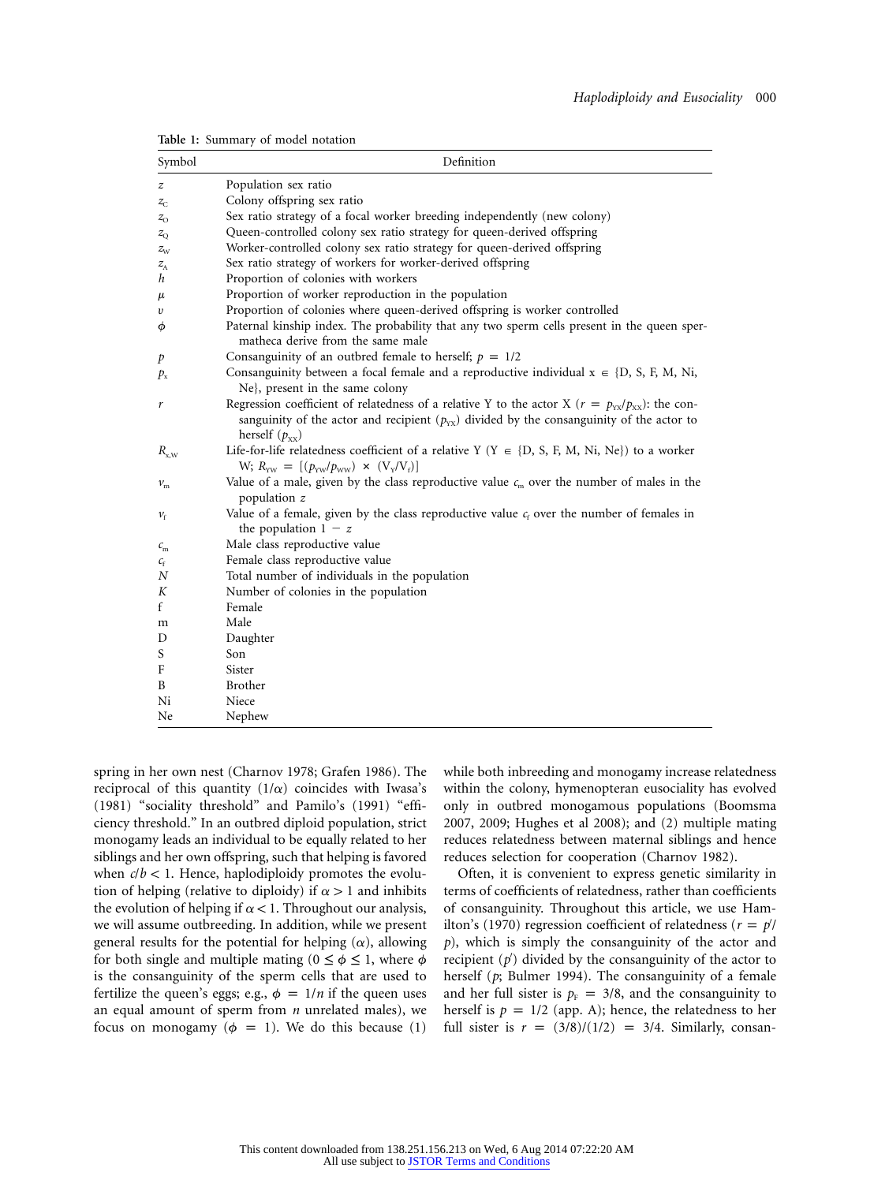Table 1: Summary of model notation

| Symbol | Definition |
|---|---|
| $z$ | Population sex ratio |
| $z_C$ | Colony offspring sex ratio |
| $z_O$ | Sex ratio strategy of a focal worker breeding independently (new colony) |
| $z_Q$ | Queen-controlled colony sex ratio strategy for queen-derived offspring |
| $z_W$ | Worker-controlled colony sex ratio strategy for queen-derived offspring |
| $z_A$ | Sex ratio strategy of workers for worker-derived offspring |
| $h$ | Proportion of colonies with workers |
| $\mu$ | Proportion of worker reproduction in the population |
| $\upsilon$ | Proportion of colonies where queen-derived offspring is worker controlled |
| $\phi$ | Paternal kinship index. The probability that any two sperm cells present in the queen spermatheca derive from the same male |
| $p$ | Consanguinity of an outbred female to herself; $p = 1/2$ |
| $p_x$ | Consanguinity between a focal female and a reproductive individual x $\in$ {D, S, F, M, Ni, Ne}, present in the same colony |
| $r$ | Regression coefficient of relatedness of a relative Y to the actor X ($r = p_{YX}/p_{XX}$): the consanguinity of the actor and recipient ($p_{YX}$) divided by the consanguinity of the actor to herself ($p_{XX}$) |
| $R_{x,W}$ | Life-for-life relatedness coefficient of a relative Y (Y $\in$ {D, S, F, M, Ni, Ne}) to a worker W; $R_{YW} = [(p_{YW}/p_{WW}) \times (V_Y/V_f)]$ |
| $v_m$ | Value of a male, given by the class reproductive value $c_m$ over the number of males in the population $z$ |
| $v_f$ | Value of a female, given by the class reproductive value $c_f$ over the number of females in the population $1 - z$ |
| $c_m$ | Male class reproductive value |
| $c_f$ | Female class reproductive value |
| $N$ | Total number of individuals in the population |
| $K$ | Number of colonies in the population |
| f | Female |
| m | Male |
| D | Daughter |
| S | Son |
| F | Sister |
| B | Brother |
| Ni | Niece |
| Ne | Nephew |

spring in her own nest (Charnov 1978; Grafen 1986). The reciprocal of this quantity ($1/\alpha$) coincides with Iwasa's (1981) "sociality threshold" and Pamilo's (1991) "efficiency threshold." In an outbred diploid population, strict monogamy leads an individual to be equally related to her siblings and her own offspring, such that helping is favored when $c/b < 1$. Hence, haplodiploidy promotes the evolution of helping (relative to diploidy) if $\alpha > 1$ and inhibits the evolution of helping if $\alpha < 1$. Throughout our analysis, we will assume outbreeding. In addition, while we present general results for the potential for helping ($\alpha$), allowing for both single and multiple mating ($0 \leq \phi \leq 1$, where $\phi$ is the consanguinity of the sperm cells that are used to fertilize the queen's eggs; e.g., $\phi = 1/n$ if the queen uses an equal amount of sperm from $n$ unrelated males), we focus on monogamy ($\phi = 1$). We do this because (1) while both inbreeding and monogamy increase relatedness within the colony, hymenopteran eusociality has evolved only in outbred monogamous populations (Boomsma 2007, 2009; Hughes et al 2008); and (2) multiple mating reduces relatedness between maternal siblings and hence reduces selection for cooperation (Charnov 1982).

Often, it is convenient to express genetic similarity in terms of coefficients of relatedness, rather than coefficients of consanguinity. Throughout this article, we use Hamilton's (1970) regression coefficient of relatedness ($r = p'/p$), which is simply the consanguinity of the actor and recipient ($p'$) divided by the consanguinity of the actor to herself ($p$; Bulmer 1994). The consanguinity of a female and her full sister is $p_F = 3/8$, and the consanguinity to herself is $p = 1/2$ (app. A); hence, the relatedness to her full sister is $r = (3/8)/(1/2) = 3/4$. Similarly, consan-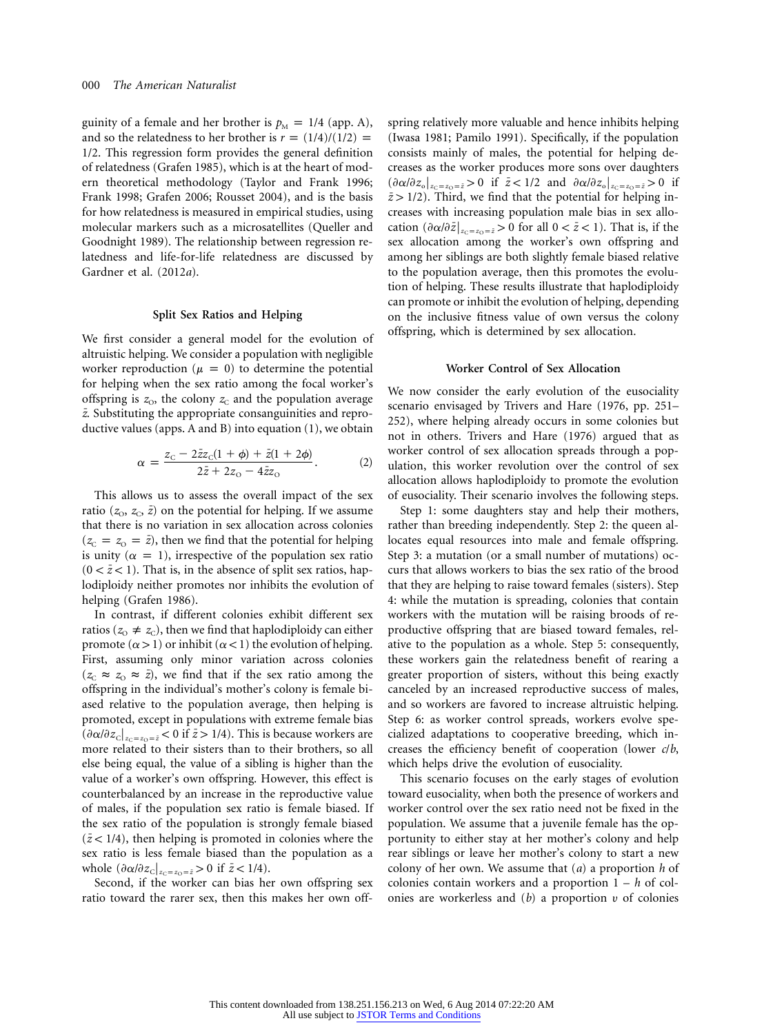guinity of a female and her brother is $p_M = 1/4$ (app. A), and so the relatedness to her brother is $r = (1/4)/(1/2) = 1/2$. This regression form provides the general definition of relatedness (Grafen 1985), which is at the heart of modern theoretical methodology (Taylor and Frank 1996; Frank 1998; Grafen 2006; Rousset 2004), and is the basis for how relatedness is measured in empirical studies, using molecular markers such as a microsatellites (Queller and Goodnight 1989). The relationship between regression relatedness and life-for-life relatedness are discussed by Gardner et al. (2012*a*).

## Split Sex Ratios and Helping

We first consider a general model for the evolution of altruistic helping. We consider a population with negligible worker reproduction ($\mu = 0$) to determine the potential for helping when the sex ratio among the focal worker's offspring is $z_O$, the colony $z_C$ and the population average $\bar{z}$. Substituting the appropriate consanguinities and reproductive values (apps. A and B) into equation (1), we obtain

$$\alpha = \frac{z_C - 2\bar{z}z_C(1 + \phi) + \bar{z}(1 + 2\phi)}{2\bar{z} + 2z_O - 4\bar{z}z_O}. \quad (2)$$

This allows us to assess the overall impact of the sex ratio ($z_O$, $z_C$, $\bar{z}$) on the potential for helping. If we assume that there is no variation in sex allocation across colonies ($z_C = z_O = \bar{z}$), then we find that the potential for helping is unity ($\alpha = 1$), irrespective of the population sex ratio ($0 < \bar{z} < 1$). That is, in the absence of split sex ratios, haplodiploidy neither promotes nor inhibits the evolution of helping (Grafen 1986).

In contrast, if different colonies exhibit different sex ratios ($z_O \neq z_C$), then we find that haplodiploidy can either promote ($\alpha > 1$) or inhibit ($\alpha < 1$) the evolution of helping. First, assuming only minor variation across colonies ($z_C \approx z_O \approx \bar{z}$), we find that if the sex ratio among the offspring in the individual's mother's colony is female biased relative to the population average, then helping is promoted, except in populations with extreme female bias ($\partial\alpha/\partial z_C|_{z_C = z_O = \bar{z}} < 0$ if $\bar{z} > 1/4$). This is because workers are more related to their sisters than to their brothers, so all else being equal, the value of a sibling is higher than the value of a worker's own offspring. However, this effect is counterbalanced by an increase in the reproductive value of males, if the population sex ratio is female biased. If the sex ratio of the population is strongly female biased ($\bar{z} < 1/4$), then helping is promoted in colonies where the sex ratio is less female biased than the population as a whole ($\partial\alpha/\partial z_C|_{z_C = z_O = \bar{z}} > 0$ if $\bar{z} < 1/4$).

Second, if the worker can bias her own offspring sex ratio toward the rarer sex, then this makes her own offspring relatively more valuable and hence inhibits helping (Iwasa 1981; Pamilo 1991). Specifically, if the population consists mainly of males, the potential for helping decreases as the worker produces more sons over daughters ($\partial\alpha/\partial z_o|_{z_C = z_O = \bar{z}} > 0$ if $\bar{z} < 1/2$ and $\partial\alpha/\partial z_o|_{z_C = z_O = \bar{z}} > 0$ if $\bar{z} > 1/2$). Third, we find that the potential for helping increases with increasing population male bias in sex allocation ($\partial\alpha/\partial\bar{z}|_{z_C = z_O = \bar{z}} > 0$ for all $0 < \bar{z} < 1$). That is, if the sex allocation among the worker's own offspring and among her siblings are both slightly female biased relative to the population average, then this promotes the evolution of helping. These results illustrate that haplodiploidy can promote or inhibit the evolution of helping, depending on the inclusive fitness value of own versus the colony offspring, which is determined by sex allocation.

## Worker Control of Sex Allocation

We now consider the early evolution of the eusociality scenario envisaged by Trivers and Hare (1976, pp. 251–252), where helping already occurs in some colonies but not in others. Trivers and Hare (1976) argued that as worker control of sex allocation spreads through a population, this worker revolution over the control of sex allocation allows haplodiploidy to promote the evolution of eusociality. Their scenario involves the following steps.

Step 1: some daughters stay and help their mothers, rather than breeding independently. Step 2: the queen allocates equal resources into male and female offspring. Step 3: a mutation (or a small number of mutations) occurs that allows workers to bias the sex ratio of the brood that they are helping to raise toward females (sisters). Step 4: while the mutation is spreading, colonies that contain workers with the mutation will be raising broods of reproductive offspring that are biased toward females, relative to the population as a whole. Step 5: consequently, these workers gain the relatedness benefit of rearing a greater proportion of sisters, without this being exactly canceled by an increased reproductive success of males, and so workers are favored to increase altruistic helping. Step 6: as worker control spreads, workers evolve specialized adaptations to cooperative breeding, which increases the efficiency benefit of cooperation (lower *c*/*b*, which helps drive the evolution of eusociality.

This scenario focuses on the early stages of evolution toward eusociality, when both the presence of workers and worker control over the sex ratio need not be fixed in the population. We assume that a juvenile female has the opportunity to either stay at her mother's colony and help rear her siblings or leave her mother's colony to start a new colony of her own. We assume that (*a*) a proportion $h$ of colonies contain workers and a proportion $1 - h$ of colonies are workerless and (*b*) a proportion $v$ of colonies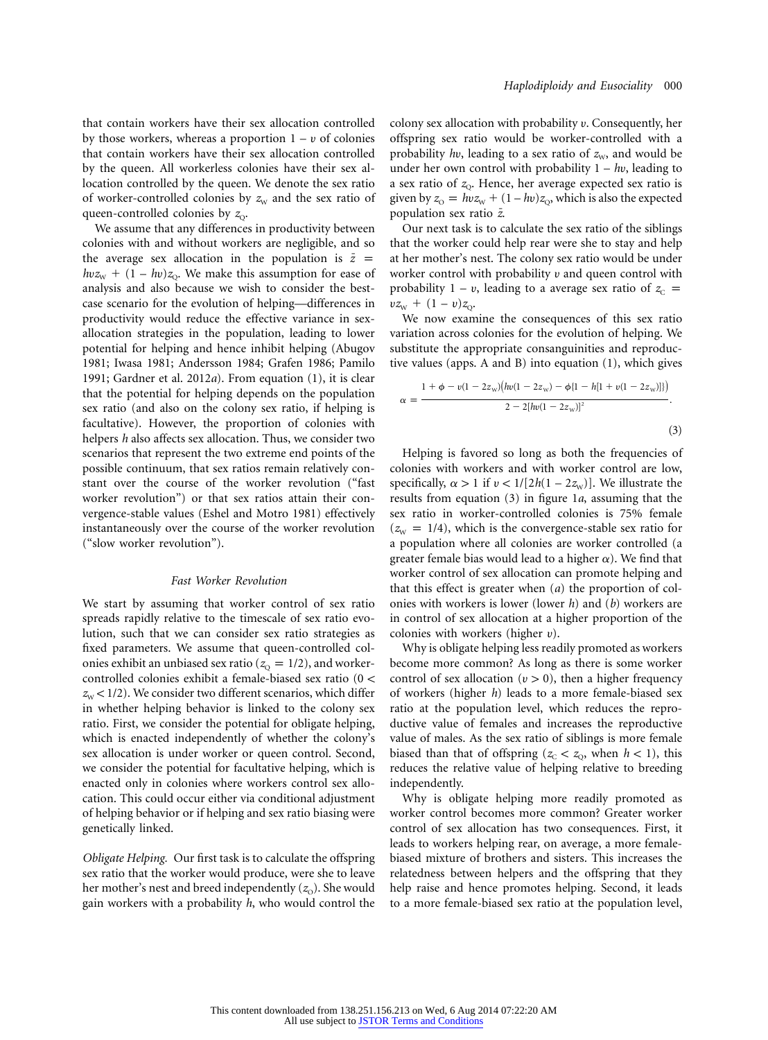that contain workers have their sex allocation controlled by those workers, whereas a proportion $1 - v$ of colonies that contain workers have their sex allocation controlled by the queen. All workerless colonies have their sex allocation controlled by the queen. We denote the sex ratio of worker-controlled colonies by $z_W$ and the sex ratio of queen-controlled colonies by $z_Q$.

We assume that any differences in productivity between colonies with and without workers are negligible, and so the average sex allocation in the population is $\bar{z} = hvz_W + (1 - hv)z_Q$. We make this assumption for ease of analysis and also because we wish to consider the best-case scenario for the evolution of helping—differences in productivity would reduce the effective variance in sex-allocation strategies in the population, leading to lower potential for helping and hence inhibit helping (Abugov 1981; Iwasa 1981; Andersson 1984; Grafen 1986; Pamilo 1991; Gardner et al. 2012*a*). From equation (1), it is clear that the potential for helping depends on the population sex ratio (and also on the colony sex ratio, if helping is facultative). However, the proportion of colonies with helpers $h$ also affects sex allocation. Thus, we consider two scenarios that represent the two extreme end points of the possible continuum, that sex ratios remain relatively constant over the course of the worker revolution ("fast worker revolution") or that sex ratios attain their convergence-stable values (Eshel and Motro 1981) effectively instantaneously over the course of the worker revolution ("slow worker revolution").

### *Fast Worker Revolution*

We start by assuming that worker control of sex ratio spreads rapidly relative to the timescale of sex ratio evolution, such that we can consider sex ratio strategies as fixed parameters. We assume that queen-controlled colonies exhibit an unbiased sex ratio ($z_Q = 1/2$), and worker-controlled colonies exhibit a female-biased sex ratio ($0 < z_W < 1/2$). We consider two different scenarios, which differ in whether helping behavior is linked to the colony sex ratio. First, we consider the potential for obligate helping, which is enacted independently of whether the colony's sex allocation is under worker or queen control. Second, we consider the potential for facultative helping, which is enacted only in colonies where workers control sex allocation. This could occur either via conditional adjustment of helping behavior or if helping and sex ratio biasing were genetically linked.

*Obligate Helping.* Our first task is to calculate the offspring sex ratio that the worker would produce, were she to leave her mother's nest and breed independently ($z_O$). She would gain workers with a probability $h$, who would control the colony sex allocation with probability $v$. Consequently, her offspring sex ratio would be worker-controlled with a probability $hv$, leading to a sex ratio of $z_W$, and would be under her own control with probability $1 - hv$, leading to a sex ratio of $z_Q$. Hence, her average expected sex ratio is given by $z_O = hvz_W + (1 - hv)z_Q$, which is also the expected population sex ratio $\bar{z}$.

Our next task is to calculate the sex ratio of the siblings that the worker could help rear were she to stay and help at her mother's nest. The colony sex ratio would be under worker control with probability $v$ and queen control with probability $1 - v$, leading to a average sex ratio of $z_C = vz_W + (1 - v)z_Q$.

We now examine the consequences of this sex ratio variation across colonies for the evolution of helping. We substitute the appropriate consanguinities and reproductive values (apps. A and B) into equation (1), which gives

$$\alpha = \frac{1 + \phi - v(1 - 2z_W)\left(hv(1 - 2z_W) - \phi\{1 - h[1 + v(1 - 2z_W)]\}\right)}{2 - 2[hv(1 - 2z_W)]^2}. \tag{3}$$

Helping is favored so long as both the frequencies of colonies with workers and with worker control are low, specifically, $\alpha > 1$ if $v < 1/[2h(1 - 2z_W)]$. We illustrate the results from equation (3) in figure 1*a*, assuming that the sex ratio in worker-controlled colonies is 75% female ($z_W = 1/4$), which is the convergence-stable sex ratio for a population where all colonies are worker controlled (a greater female bias would lead to a higher $\alpha$). We find that worker control of sex allocation can promote helping and that this effect is greater when (*a*) the proportion of colonies with workers is lower (lower $h$) and (*b*) workers are in control of sex allocation at a higher proportion of the colonies with workers (higher $v$).

Why is obligate helping less readily promoted as workers become more common? As long as there is some worker control of sex allocation ($v > 0$), then a higher frequency of workers (higher $h$) leads to a more female-biased sex ratio at the population level, which reduces the reproductive value of females and increases the reproductive value of males. As the sex ratio of siblings is more female biased than that of offspring ($z_C < z_O$, when $h < 1$), this reduces the relative value of helping relative to breeding independently.

Why is obligate helping more readily promoted as worker control becomes more common? Greater worker control of sex allocation has two consequences. First, it leads to workers helping rear, on average, a more female-biased mixture of brothers and sisters. This increases the relatedness between helpers and the offspring that they help raise and hence promotes helping. Second, it leads to a more female-biased sex ratio at the population level,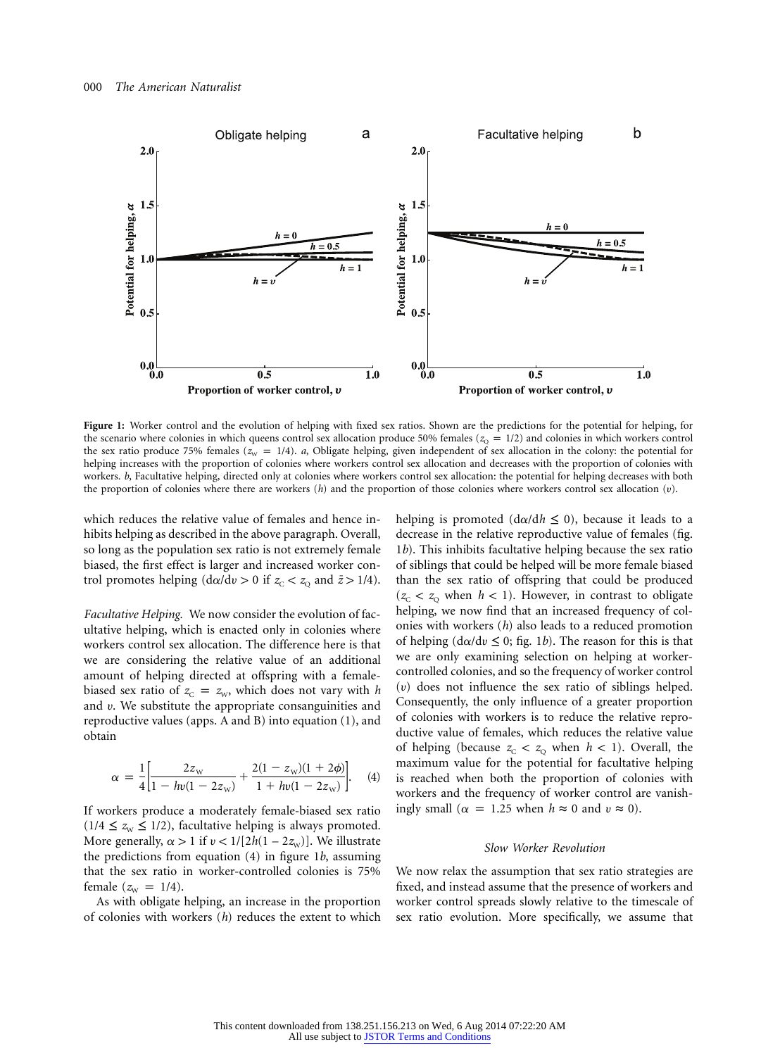**Figure 1:** Worker control and the evolution of helping with fixed sex ratios. Shown are the predictions for the potential for helping, for the scenario where colonies in which queens control sex allocation produce 50% females ($z_Q = 1/2$) and colonies in which workers control the sex ratio produce 75% females ($z_W = 1/4$). *a*, Obligate helping, given independent of sex allocation in the colony: the potential for helping increases with the proportion of colonies where workers control sex allocation and decreases with the proportion of colonies with workers. *b*, Facultative helping, directed only at colonies where workers control sex allocation: the potential for helping decreases with both the proportion of colonies where there are workers ($h$) and the proportion of those colonies where workers control sex allocation ($v$).

which reduces the relative value of females and hence inhibits helping as described in the above paragraph. Overall, so long as the population sex ratio is not extremely female biased, the first effect is larger and increased worker control promotes helping ($d\alpha/dv > 0$ if $z_C < z_Q$ and $\bar{z} > 1/4$).

*Facultative Helping.* We now consider the evolution of facultative helping, which is enacted only in colonies where workers control sex allocation. The difference here is that we are considering the relative value of an additional amount of helping directed at offspring with a female-biased sex ratio of $z_C = z_W$, which does not vary with $h$ and $v$. We substitute the appropriate consanguinities and reproductive values (apps. A and B) into equation (1), and obtain

$$\alpha = \frac{1}{4}\left[\frac{2z_W}{1 - hv(1 - 2z_W)} + \frac{2(1 - z_W)(1 + 2\phi)}{1 + hv(1 - 2z_W)}\right]. \quad (4)$$

If workers produce a moderately female-biased sex ratio ($1/4 \leq z_W \leq 1/2$), facultative helping is always promoted. More generally, $\alpha > 1$ if $v < 1/[2h(1 - 2z_W)]$. We illustrate the predictions from equation (4) in figure 1*b*, assuming that the sex ratio in worker-controlled colonies is 75% female ($z_W = 1/4$).

As with obligate helping, an increase in the proportion of colonies with workers ($h$) reduces the extent to which helping is promoted ($d\alpha/dh \leq 0$), because it leads to a decrease in the relative reproductive value of females (fig. 1*b*). This inhibits facultative helping because the sex ratio of siblings that could be helped will be more female biased than the sex ratio of offspring that could be produced ($z_C < z_Q$ when $h < 1$). However, in contrast to obligate helping, we now find that an increased frequency of colonies with workers ($h$) also leads to a reduced promotion of helping ($d\alpha/dv \leq 0$; fig. 1*b*). The reason for this is that we are only examining selection on helping at worker-controlled colonies, and so the frequency of worker control ($v$) does not influence the sex ratio of siblings helped. Consequently, the only influence of a greater proportion of colonies with workers is to reduce the relative reproductive value of females, which reduces the relative value of helping (because $z_C < z_Q$ when $h < 1$). Overall, the maximum value for the potential for facultative helping is reached when both the proportion of colonies with workers and the frequency of worker control are vanishingly small ($\alpha = 1.25$ when $h \approx 0$ and $v \approx 0$).

### Slow Worker Revolution

We now relax the assumption that sex ratio strategies are fixed, and instead assume that the presence of workers and worker control spreads slowly relative to the timescale of sex ratio evolution. More specifically, we assume that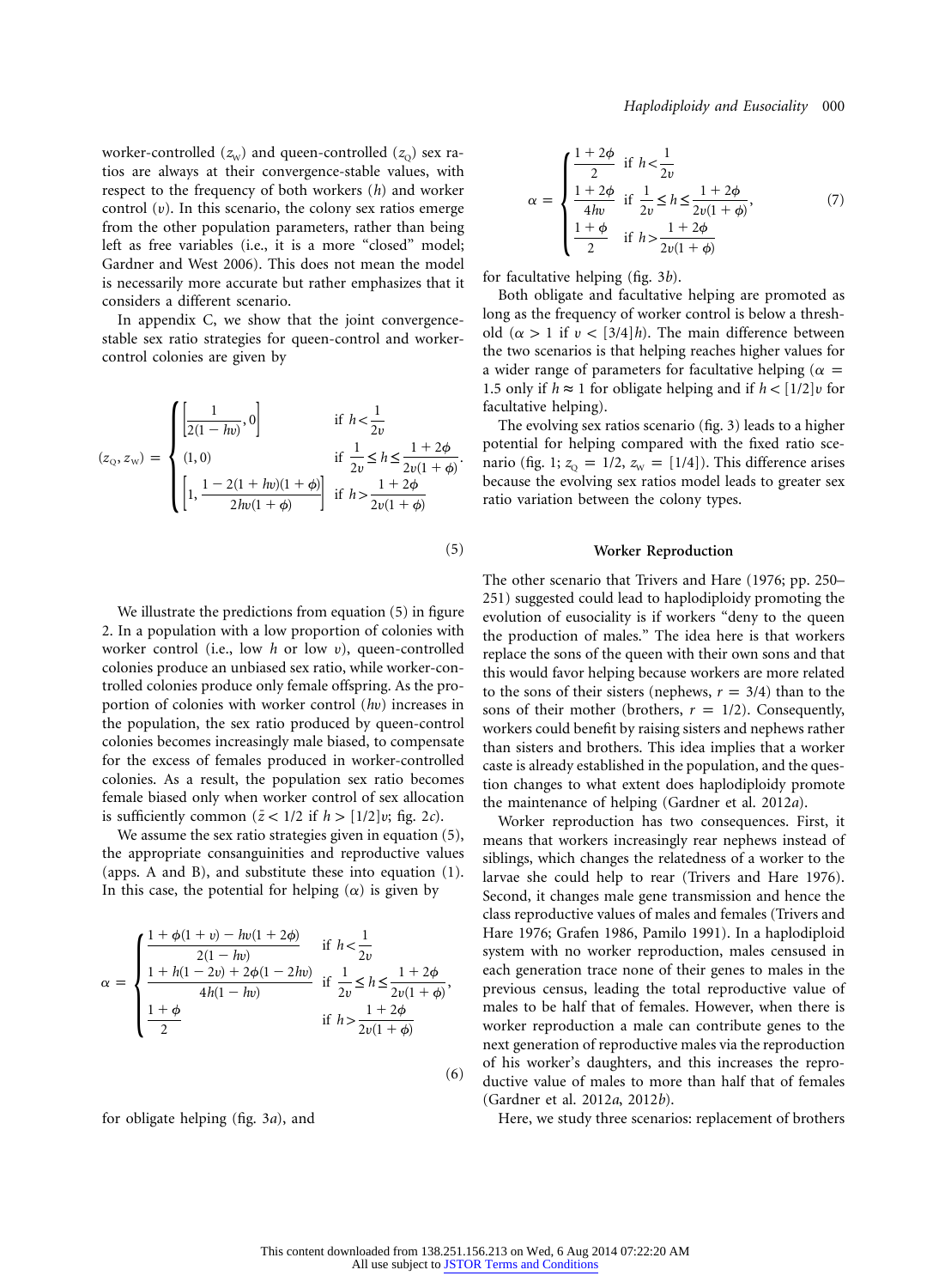worker-controlled ($z_W$) and queen-controlled ($z_Q$) sex ratios are always at their convergence-stable values, with respect to the frequency of both workers ($h$) and worker control ($v$). In this scenario, the colony sex ratios emerge from the other population parameters, rather than being left as free variables (i.e., it is a more "closed" model; Gardner and West 2006). This does not mean the model is necessarily more accurate but rather emphasizes that it considers a different scenario.

In appendix C, we show that the joint convergence-stable sex ratio strategies for queen-control and worker-control colonies are given by

$$
(z_Q, z_W) = \begin{cases} \left[\dfrac{1}{2(1-hv)}, 0\right] & \text{if } h < \dfrac{1}{2v} \\ (1, 0) & \text{if } \dfrac{1}{2v} \leq h \leq \dfrac{1+2\phi}{2v(1+\phi)} \\ \left[1, \dfrac{1-2(1+hv)(1+\phi)}{2hv(1+\phi)}\right] & \text{if } h > \dfrac{1+2\phi}{2v(1+\phi)} \end{cases} \quad (5)
$$

We illustrate the predictions from equation (5) in figure 2. In a population with a low proportion of colonies with worker control (i.e., low $h$ or low $v$), queen-controlled colonies produce an unbiased sex ratio, while worker-controlled colonies produce only female offspring. As the proportion of colonies with worker control ($hv$) increases in the population, the sex ratio produced by queen-control colonies becomes increasingly male biased, to compensate for the excess of females produced in worker-controlled colonies. As a result, the population sex ratio becomes female biased only when worker control of sex allocation is sufficiently common ($\bar{z} < 1/2$ if $h > [1/2]v$; fig. 2$c$).

We assume the sex ratio strategies given in equation (5), the appropriate consanguinities and reproductive values (apps. A and B), and substitute these into equation (1). In this case, the potential for helping ($\alpha$) is given by

$$
\alpha = \begin{cases} \dfrac{1+\phi(1+v)-hv(1+2\phi)}{2(1-hv)} & \text{if } h < \dfrac{1}{2v} \\ \dfrac{1+h(1-2v)+2\phi(1-2hv)}{4h(1-hv)} & \text{if } \dfrac{1}{2v} \leq h \leq \dfrac{1+2\phi}{2v(1+\phi)} \\ \dfrac{1+\phi}{2} & \text{if } h > \dfrac{1+2\phi}{2v(1+\phi)} \end{cases} \quad (6)
$$

for obligate helping (fig. 3$a$), and

$$
\alpha = \begin{cases} \dfrac{1+2\phi}{2} & \text{if } h < \dfrac{1}{2v} \\ \dfrac{1+2\phi}{4hv} & \text{if } \dfrac{1}{2v} \leq h \leq \dfrac{1+2\phi}{2v(1+\phi)} \\ \dfrac{1+\phi}{2} & \text{if } h > \dfrac{1+2\phi}{2v(1+\phi)} \end{cases} \quad (7)
$$

for facultative helping (fig. 3$b$).

Both obligate and facultative helping are promoted as long as the frequency of worker control is below a threshold ($\alpha > 1$ if $v < [3/4]h$). The main difference between the two scenarios is that helping reaches higher values for a wider range of parameters for facultative helping ($\alpha = 1.5$ only if $h \approx 1$ for obligate helping and if $h < [1/2]v$ for facultative helping).

The evolving sex ratios scenario (fig. 3) leads to a higher potential for helping compared with the fixed ratio scenario (fig. 1; $z_Q = 1/2$, $z_W = [1/4]$). This difference arises because the evolving sex ratios model leads to greater sex ratio variation between the colony types.

## Worker Reproduction

The other scenario that Trivers and Hare (1976; pp. 250–251) suggested could lead to haplodiploidy promoting the evolution of eusociality is if workers "deny to the queen the production of males." The idea here is that workers replace the sons of the queen with their own sons and that this would favor helping because workers are more related to the sons of their sisters (nephews, $r = 3/4$) than to the sons of their mother (brothers, $r = 1/2$). Consequently, workers could benefit by raising sisters and nephews rather than sisters and brothers. This idea implies that a worker caste is already established in the population, and the question changes to what extent does haplodiploidy promote the maintenance of helping (Gardner et al. 2012$a$).

Worker reproduction has two consequences. First, it means that workers increasingly rear nephews instead of siblings, which changes the relatedness of a worker to the larvae she could help to rear (Trivers and Hare 1976). Second, it changes male gene transmission and hence the class reproductive values of males and females (Trivers and Hare 1976; Grafen 1986, Pamilo 1991). In a haplodiploid system with no worker reproduction, males censused in each generation trace none of their genes to males in the previous census, leading the total reproductive value of males to be half that of females. However, when there is worker reproduction a male can contribute genes to the next generation of reproductive males via the reproduction of his worker's daughters, and this increases the reproductive value of males to more than half that of females (Gardner et al. 2012$a$, 2012$b$).

Here, we study three scenarios: replacement of brothers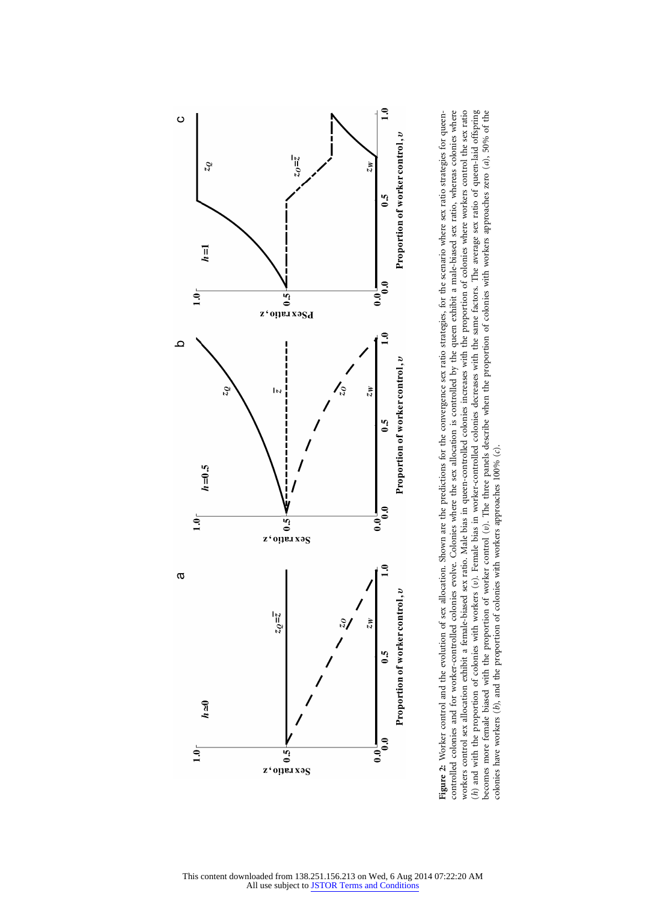**Figure 2:** Worker control and the evolution of sex allocation. Shown are the predictions for the convergence sex ratio strategies, for the scenario where sex ratio strategies for queen-controlled colonies and for worker-controlled colonies evolve. Colonies where the sex allocation is controlled by the queen exhibit a male-biased sex ratio, whereas colonies where workers control sex allocation exhibit a female-biased sex ratio. Male bias in queen-controlled colonies increases with the proportion of colonies where workers control the sex ratio ($h$) and with the proportion of colonies with workers ($v$). Female bias in worker-controlled colonies decreases with the same factors. The average sex ratio of queen-laid offspring becomes more female biased with the proportion of worker control ($v$). The three panels describe when the proportion of colonies with workers approaches zero ($a$), 50% of the colonies have workers ($b$), and the proportion of colonies with workers approaches 100% ($c$).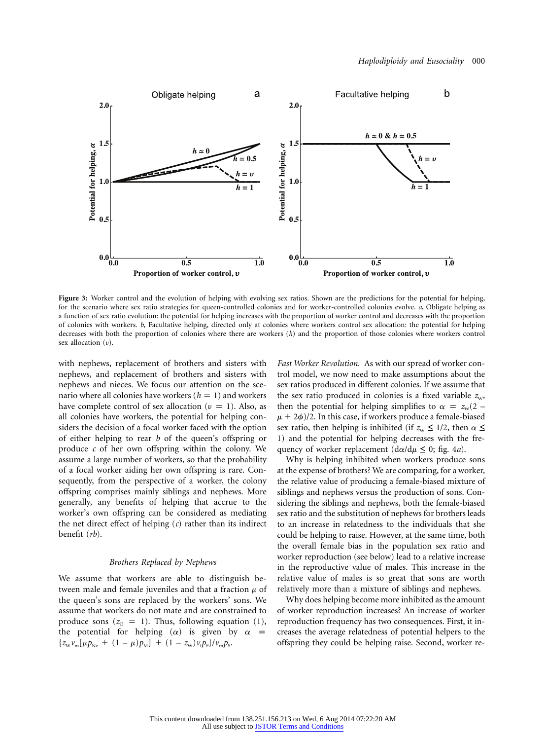**Figure 3:** Worker control and the evolution of helping with evolving sex ratios. Shown are the predictions for the potential for helping, for the scenario where sex ratio strategies for queen-controlled colonies and for worker-controlled colonies evolve. *a*, Obligate helping as a function of sex ratio evolution: the potential for helping increases with the proportion of worker control and decreases with the proportion of colonies with workers. *b*, Facultative helping, directed only at colonies where workers control sex allocation: the potential for helping decreases with both the proportion of colonies where there are workers ($h$) and the proportion of those colonies where workers control sex allocation ($v$).

with nephews, replacement of brothers and sisters with nephews, and replacement of brothers and sisters with nephews and nieces. We focus our attention on the scenario where all colonies have workers ($h = 1$) and workers have complete control of sex allocation ($v = 1$). Also, as all colonies have workers, the potential for helping considers the decision of a focal worker faced with the option of either helping to rear $b$ of the queen's offspring or produce $c$ of her own offspring within the colony. We assume a large number of workers, so that the probability of a focal worker aiding her own offspring is rare. Consequently, from the perspective of a worker, the colony offspring comprises mainly siblings and nephews. More generally, any benefits of helping that accrue to the worker's own offspring can be considered as mediating the net direct effect of helping ($c$) rather than its indirect benefit ($rb$).

### *Brothers Replaced by Nephews*

We assume that workers are able to distinguish between male and female juveniles and that a fraction $\mu$ of the queen's sons are replaced by the workers' sons. We assume that workers do not mate and are constrained to produce sons ($z_O = 1$). Thus, following equation (1), the potential for helping ($\alpha$) is given by $\alpha = \{z_W v_m[\mu p_{Ne} + (1 - \mu)p_M] + (1 - z_W)v_f p_F\}/v_m p_S$.

*Fast Worker Revolution.* As with our spread of worker control model, we now need to make assumptions about the sex ratios produced in different colonies. If we assume that the sex ratio produced in colonies is a fixed variable $z_W$, then the potential for helping simplifies to $\alpha = z_W(2 - \mu + 2\phi)/2$. In this case, if workers produce a female-biased sex ratio, then helping is inhibited (if $z_W \leq 1/2$, then $\alpha \leq 1$) and the potential for helping decreases with the frequency of worker replacement ($d\alpha/d\mu \leq 0$; fig. 4*a*).

Why is helping inhibited when workers produce sons at the expense of brothers? We are comparing, for a worker, the relative value of producing a female-biased mixture of siblings and nephews versus the production of sons. Considering the siblings and nephews, both the female-biased sex ratio and the substitution of nephews for brothers leads to an increase in relatedness to the individuals that she could be helping to raise. However, at the same time, both the overall female bias in the population sex ratio and worker reproduction (see below) lead to a relative increase in the reproductive value of males. This increase in the relative value of males is so great that sons are worth relatively more than a mixture of siblings and nephews.

Why does helping become more inhibited as the amount of worker reproduction increases? An increase of worker reproduction frequency has two consequences. First, it increases the average relatedness of potential helpers to the offspring they could be helping raise. Second, worker re-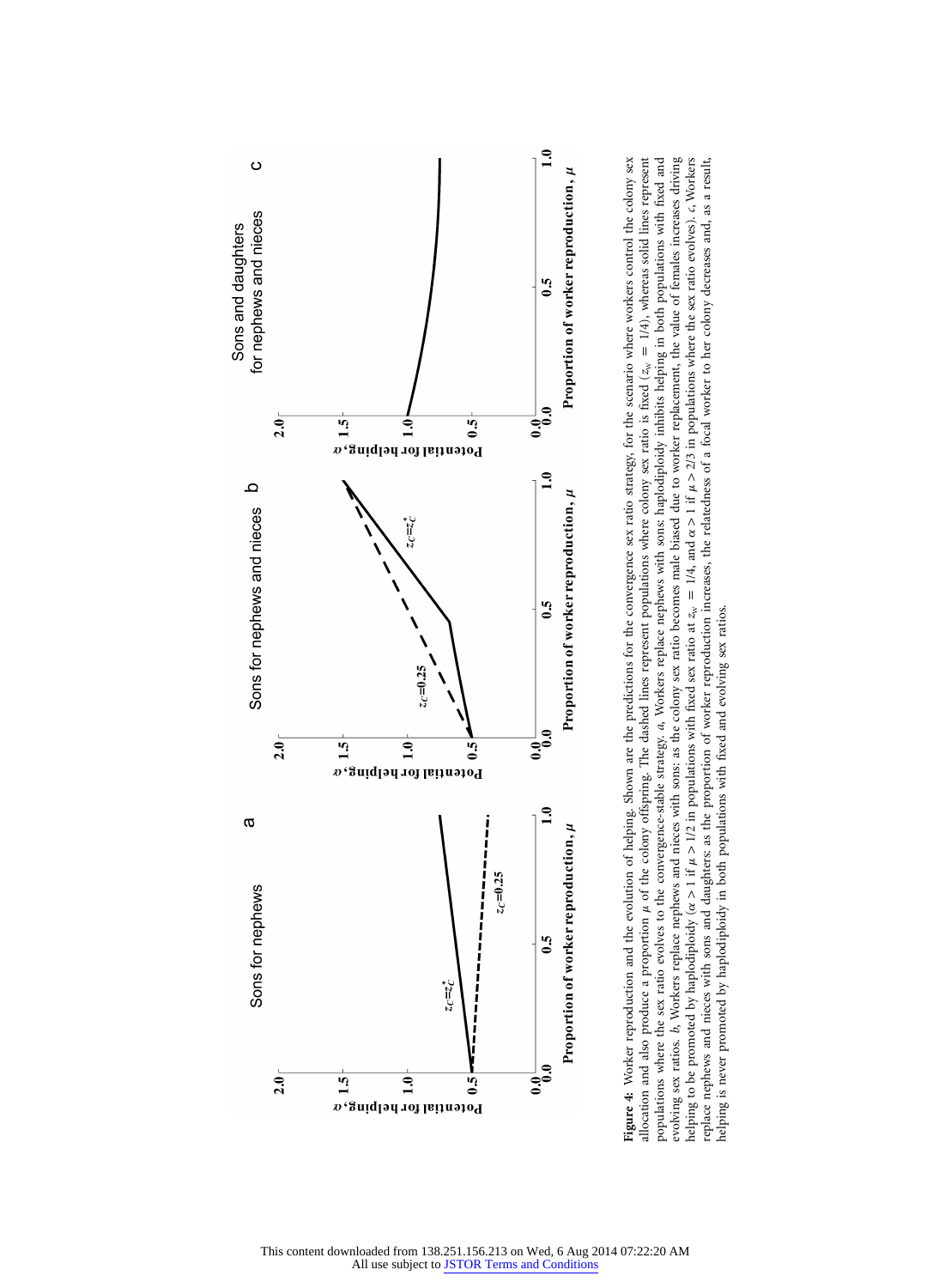**Figure 4:** Worker reproduction and the evolution of helping. Shown are the predictions for the convergence sex ratio strategy, for the scenario where workers control the colony sex allocation and also produce a proportion $\mu$ of the colony offspring. The dashed lines represent populations where colony sex ratio is fixed ($z_W = 1/4$), whereas solid lines represent populations where the sex ratio evolves to the convergence-stable strategy. *a*, Workers replace nephews with sons: haplodiploidy inhibits helping in both populations with fixed and evolving sex ratios. *b*, Workers replace nephews and nieces with sons: as the colony sex ratio becomes male biased due to worker replacement, the value of females increases driving helping to be promoted by haplodiploidy ($\alpha > 1$ if $\mu > 1/2$ in populations with fixed sex ratio at $z_W = 1/4$, and $\alpha > 1$ if $\mu > 2/3$ in populations where the sex ratio evolves). *c*, Workers replace nephews and nieces with sons and daughters: as the proportion of worker reproduction increases, the relatedness of a focal worker to her colony decreases and, as a result, helping is never promoted by haplodiploidy in both populations with fixed and evolving sex ratios.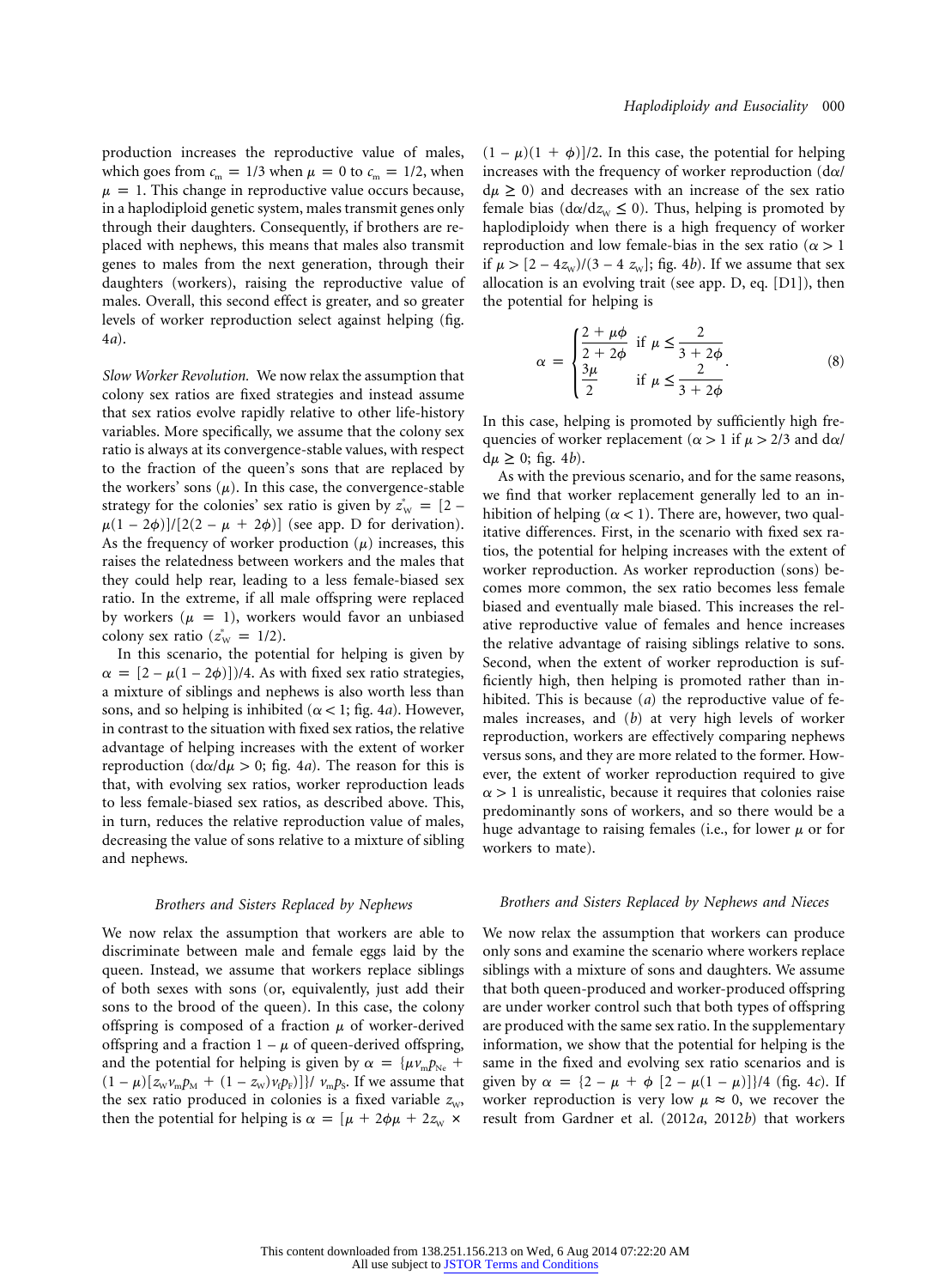production increases the reproductive value of males, which goes from $c_m = 1/3$ when $\mu = 0$ to $c_m = 1/2$, when $\mu = 1$. This change in reproductive value occurs because, in a haplodiploid genetic system, males transmit genes only through their daughters. Consequently, if brothers are replaced with nephews, this means that males also transmit genes to males from the next generation, through their daughters (workers), raising the reproductive value of males. Overall, this second effect is greater, and so greater levels of worker reproduction select against helping (fig. 4*a*).

*Slow Worker Revolution.* We now relax the assumption that colony sex ratios are fixed strategies and instead assume that sex ratios evolve rapidly relative to other life-history variables. More specifically, we assume that the colony sex ratio is always at its convergence-stable values, with respect to the fraction of the queen's sons that are replaced by the workers' sons ($\mu$). In this case, the convergence-stable strategy for the colonies' sex ratio is given by $z^*_W = [2 - \mu(1 - 2\phi)]/[2(2 - \mu + 2\phi)]$ (see app. D for derivation). As the frequency of worker production ($\mu$) increases, this raises the relatedness between workers and the males that they could help rear, leading to a less female-biased sex ratio. In the extreme, if all male offspring were replaced by workers ($\mu = 1$), workers would favor an unbiased colony sex ratio ($z^*_W = 1/2$).

In this scenario, the potential for helping is given by $\alpha = [2 - \mu(1 - 2\phi)])/4$. As with fixed sex ratio strategies, a mixture of siblings and nephews is also worth less than sons, and so helping is inhibited ($\alpha < 1$; fig. 4*a*). However, in contrast to the situation with fixed sex ratios, the relative advantage of helping increases with the extent of worker reproduction ($d\alpha/d\mu > 0$; fig. 4*a*). The reason for this is that, with evolving sex ratios, worker reproduction leads to less female-biased sex ratios, as described above. This, in turn, reduces the relative reproduction value of males, decreasing the value of sons relative to a mixture of sibling and nephews.

### *Brothers and Sisters Replaced by Nephews*

We now relax the assumption that workers are able to discriminate between male and female eggs laid by the queen. Instead, we assume that workers replace siblings of both sexes with sons (or, equivalently, just add their sons to the brood of the queen). In this case, the colony offspring is composed of a fraction $\mu$ of worker-derived offspring and a fraction $1 - \mu$ of queen-derived offspring, and the potential for helping is given by $\alpha = \{\mu v_m p_{Ne} + (1 - \mu)[z_W v_m p_M + (1 - z_W) v_f p_F]\}/ v_m p_S$. If we assume that the sex ratio produced in colonies is a fixed variable $z_W$, then the potential for helping is $\alpha = [\mu + 2\phi\mu + 2z_W \times (1 - \mu)(1 + \phi)]/2$. In this case, the potential for helping increases with the frequency of worker reproduction ($d\alpha/d\mu \geq 0$) and decreases with an increase of the sex ratio female bias ($d\alpha/dz_W \leq 0$). Thus, helping is promoted by haplodiploidy when there is a high frequency of worker reproduction and low female-bias in the sex ratio ($\alpha > 1$ if $\mu > [2 - 4z_W)/(3 - 4 z_W]$; fig. 4*b*). If we assume that sex allocation is an evolving trait (see app. D, eq. [D1]), then the potential for helping is

$$\alpha = \begin{cases} \dfrac{2 + \mu\phi}{2 + 2\phi} & \text{if } \mu \leq \dfrac{2}{3 + 2\phi} \\ \dfrac{3\mu}{2} & \text{if } \mu \leq \dfrac{2}{3 + 2\phi} \end{cases}. \tag{8}$$

In this case, helping is promoted by sufficiently high frequencies of worker replacement ($\alpha > 1$ if $\mu > 2/3$ and $d\alpha/d\mu \geq 0$; fig. 4*b*).

As with the previous scenario, and for the same reasons, we find that worker replacement generally led to an inhibition of helping ($\alpha < 1$). There are, however, two qualitative differences. First, in the scenario with fixed sex ratios, the potential for helping increases with the extent of worker reproduction. As worker reproduction (sons) becomes more common, the sex ratio becomes less female biased and eventually male biased. This increases the relative reproductive value of females and hence increases the relative advantage of raising siblings relative to sons. Second, when the extent of worker reproduction is sufficiently high, then helping is promoted rather than inhibited. This is because (*a*) the reproductive value of females increases, and (*b*) at very high levels of worker reproduction, workers are effectively comparing nephews versus sons, and they are more related to the former. However, the extent of worker reproduction required to give $\alpha > 1$ is unrealistic, because it requires that colonies raise predominantly sons of workers, and so there would be a huge advantage to raising females (i.e., for lower $\mu$ or for workers to mate).

### *Brothers and Sisters Replaced by Nephews and Nieces*

We now relax the assumption that workers can produce only sons and examine the scenario where workers replace siblings with a mixture of sons and daughters. We assume that both queen-produced and worker-produced offspring are under worker control such that both types of offspring are produced with the same sex ratio. In the supplementary information, we show that the potential for helping is the same in the fixed and evolving sex ratio scenarios and is given by $\alpha = \{2 - \mu + \phi\ [2 - \mu(1 - \mu)]\}/4$ (fig. 4*c*). If worker reproduction is very low $\mu \approx 0$, we recover the result from Gardner et al. (2012*a*, 2012*b*) that workers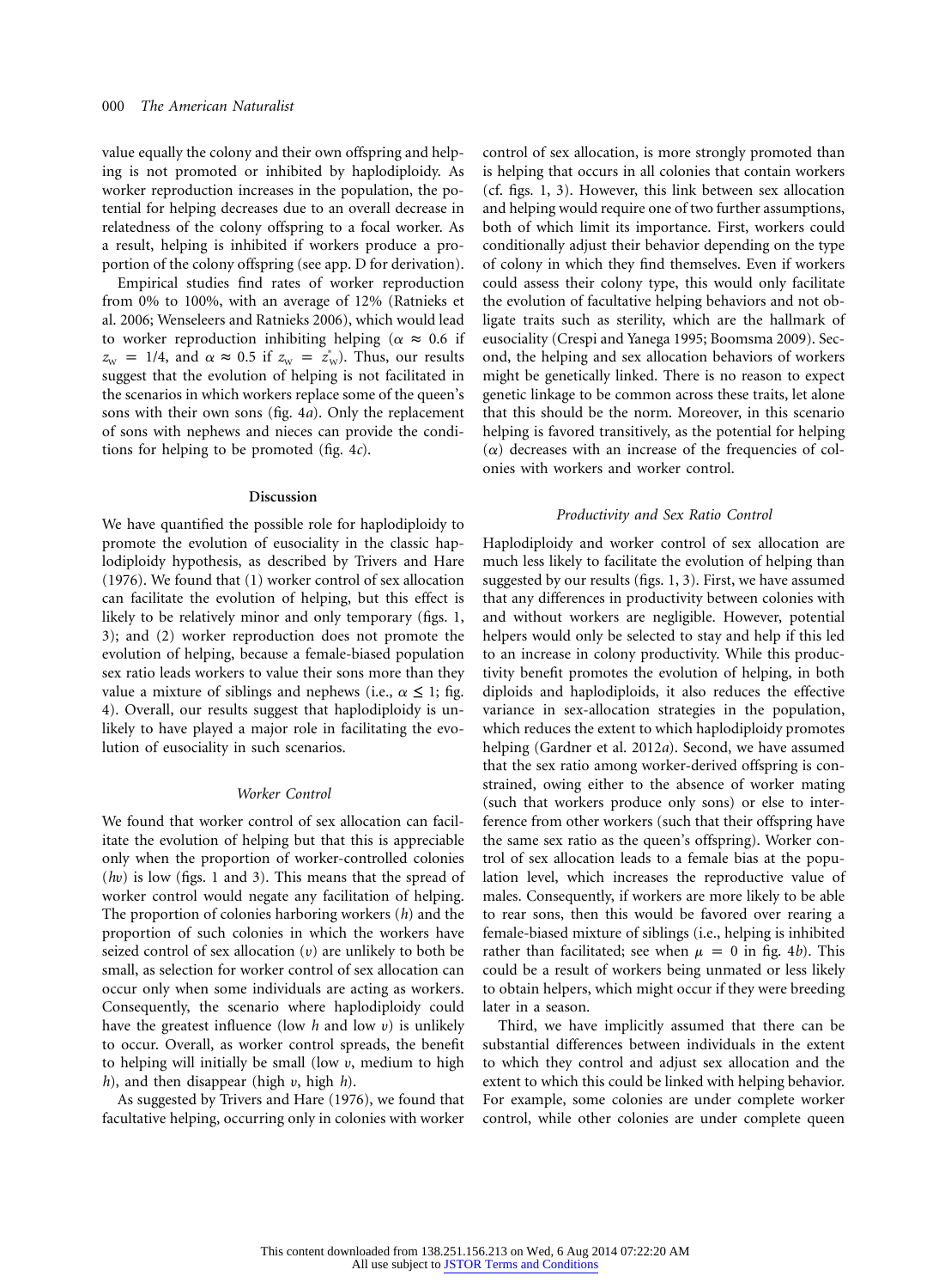value equally the colony and their own offspring and helping is not promoted or inhibited by haplodiploidy. As worker reproduction increases in the population, the potential for helping decreases due to an overall decrease in relatedness of the colony offspring to a focal worker. As a result, helping is inhibited if workers produce a proportion of the colony offspring (see app. D for derivation).

Empirical studies find rates of worker reproduction from 0% to 100%, with an average of 12% (Ratnieks et al. 2006; Wenseleers and Ratnieks 2006), which would lead to worker reproduction inhibiting helping ($\alpha \approx 0.6$ if $z_W = 1/4$, and $\alpha \approx 0.5$ if $z_W = z_W^*$). Thus, our results suggest that the evolution of helping is not facilitated in the scenarios in which workers replace some of the queen's sons with their own sons (fig. 4*a*). Only the replacement of sons with nephews and nieces can provide the conditions for helping to be promoted (fig. 4*c*).

## Discussion

We have quantified the possible role for haplodiploidy to promote the evolution of eusociality in the classic haplodiploidy hypothesis, as described by Trivers and Hare (1976). We found that (1) worker control of sex allocation can facilitate the evolution of helping, but this effect is likely to be relatively minor and only temporary (figs. 1, 3); and (2) worker reproduction does not promote the evolution of helping, because a female-biased population sex ratio leads workers to value their sons more than they value a mixture of siblings and nephews (i.e., $\alpha \leq 1$; fig. 4). Overall, our results suggest that haplodiploidy is unlikely to have played a major role in facilitating the evolution of eusociality in such scenarios.

### *Worker Control*

We found that worker control of sex allocation can facilitate the evolution of helping but that this is appreciable only when the proportion of worker-controlled colonies ($hv$) is low (figs. 1 and 3). This means that the spread of worker control would negate any facilitation of helping. The proportion of colonies harboring workers ($h$) and the proportion of such colonies in which the workers have seized control of sex allocation ($v$) are unlikely to both be small, as selection for worker control of sex allocation can occur only when some individuals are acting as workers. Consequently, the scenario where haplodiploidy could have the greatest influence (low $h$ and low $v$) is unlikely to occur. Overall, as worker control spreads, the benefit to helping will initially be small (low $v$, medium to high $h$), and then disappear (high $v$, high $h$).

As suggested by Trivers and Hare (1976), we found that facultative helping, occurring only in colonies with worker control of sex allocation, is more strongly promoted than is helping that occurs in all colonies that contain workers (cf. figs. 1, 3). However, this link between sex allocation and helping would require one of two further assumptions, both of which limit its importance. First, workers could conditionally adjust their behavior depending on the type of colony in which they find themselves. Even if workers could assess their colony type, this would only facilitate the evolution of facultative helping behaviors and not obligate traits such as sterility, which are the hallmark of eusociality (Crespi and Yanega 1995; Boomsma 2009). Second, the helping and sex allocation behaviors of workers might be genetically linked. There is no reason to expect genetic linkage to be common across these traits, let alone that this should be the norm. Moreover, in this scenario helping is favored transitively, as the potential for helping ($\alpha$) decreases with an increase of the frequencies of colonies with workers and worker control.

### *Productivity and Sex Ratio Control*

Haplodiploidy and worker control of sex allocation are much less likely to facilitate the evolution of helping than suggested by our results (figs. 1, 3). First, we have assumed that any differences in productivity between colonies with and without workers are negligible. However, potential helpers would only be selected to stay and help if this led to an increase in colony productivity. While this productivity benefit promotes the evolution of helping, in both diploids and haplodiploids, it also reduces the effective variance in sex-allocation strategies in the population, which reduces the extent to which haplodiploidy promotes helping (Gardner et al. 2012*a*). Second, we have assumed that the sex ratio among worker-derived offspring is constrained, owing either to the absence of worker mating (such that workers produce only sons) or else to interference from other workers (such that their offspring have the same sex ratio as the queen's offspring). Worker control of sex allocation leads to a female bias at the population level, which increases the reproductive value of males. Consequently, if workers are more likely to be able to rear sons, then this would be favored over rearing a female-biased mixture of siblings (i.e., helping is inhibited rather than facilitated; see when $\mu = 0$ in fig. 4*b*). This could be a result of workers being unmated or less likely to obtain helpers, which might occur if they were breeding later in a season.

Third, we have implicitly assumed that there can be substantial differences between individuals in the extent to which they control and adjust sex allocation and the extent to which this could be linked with helping behavior. For example, some colonies are under complete worker control, while other colonies are under complete queen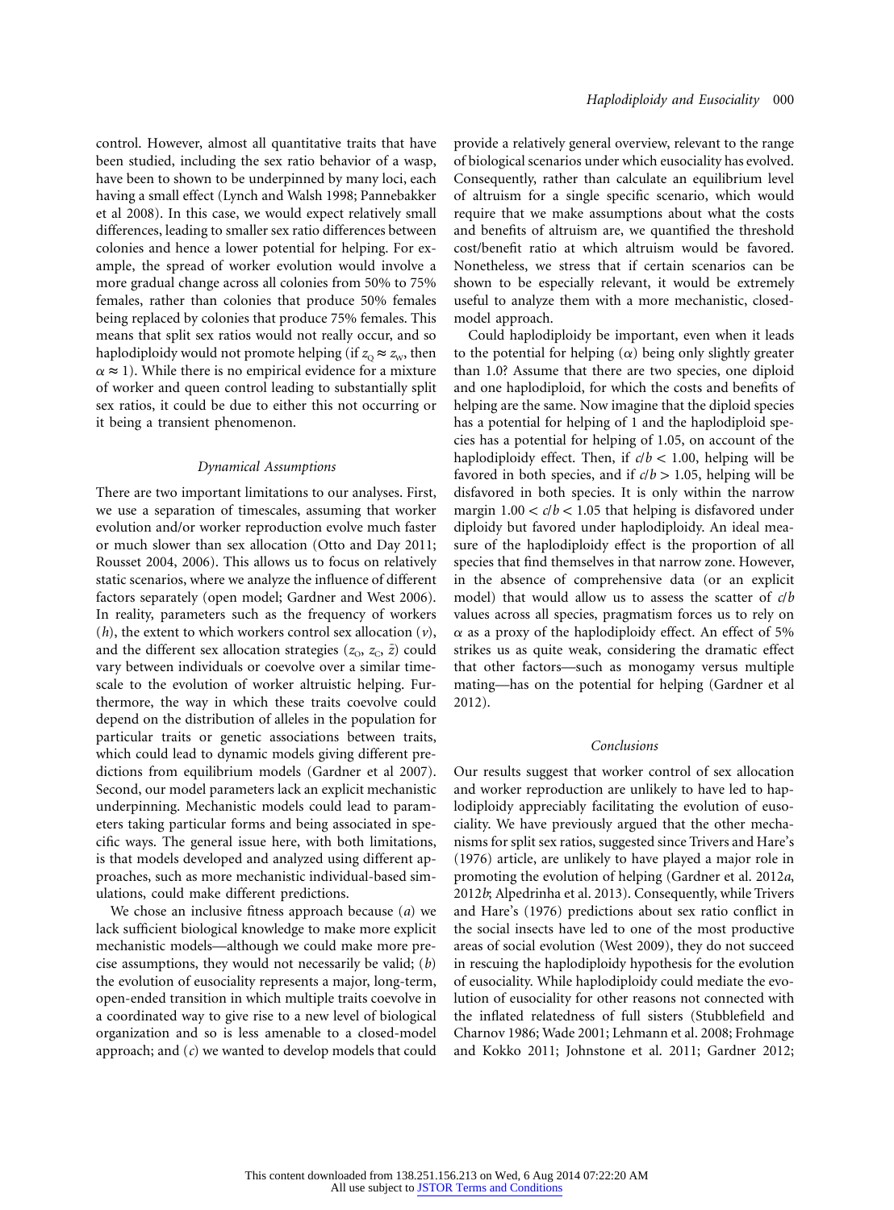control. However, almost all quantitative traits that have been studied, including the sex ratio behavior of a wasp, have been to shown to be underpinned by many loci, each having a small effect (Lynch and Walsh 1998; Pannebakker et al 2008). In this case, we would expect relatively small differences, leading to smaller sex ratio differences between colonies and hence a lower potential for helping. For example, the spread of worker evolution would involve a more gradual change across all colonies from 50% to 75% females, rather than colonies that produce 50% females being replaced by colonies that produce 75% females. This means that split sex ratios would not really occur, and so haplodiploidy would not promote helping (if $z_Q \approx z_W$, then $\alpha \approx 1$). While there is no empirical evidence for a mixture of worker and queen control leading to substantially split sex ratios, it could be due to either this not occurring or it being a transient phenomenon.

### *Dynamical Assumptions*

There are two important limitations to our analyses. First, we use a separation of timescales, assuming that worker evolution and/or worker reproduction evolve much faster or much slower than sex allocation (Otto and Day 2011; Rousset 2004, 2006). This allows us to focus on relatively static scenarios, where we analyze the influence of different factors separately (open model; Gardner and West 2006). In reality, parameters such as the frequency of workers ($h$), the extent to which workers control sex allocation ($v$), and the different sex allocation strategies ($z_O$, $z_C$, $\bar{z}$) could vary between individuals or coevolve over a similar timescale to the evolution of worker altruistic helping. Furthermore, the way in which these traits coevolve could depend on the distribution of alleles in the population for particular traits or genetic associations between traits, which could lead to dynamic models giving different predictions from equilibrium models (Gardner et al 2007). Second, our model parameters lack an explicit mechanistic underpinning. Mechanistic models could lead to parameters taking particular forms and being associated in specific ways. The general issue here, with both limitations, is that models developed and analyzed using different approaches, such as more mechanistic individual-based simulations, could make different predictions.

We chose an inclusive fitness approach because ($a$) we lack sufficient biological knowledge to make more explicit mechanistic models—although we could make more precise assumptions, they would not necessarily be valid; ($b$) the evolution of eusociality represents a major, long-term, open-ended transition in which multiple traits coevolve in a coordinated way to give rise to a new level of biological organization and so is less amenable to a closed-model approach; and ($c$) we wanted to develop models that could provide a relatively general overview, relevant to the range of biological scenarios under which eusociality has evolved. Consequently, rather than calculate an equilibrium level of altruism for a single specific scenario, which would require that we make assumptions about what the costs and benefits of altruism are, we quantified the threshold cost/benefit ratio at which altruism would be favored. Nonetheless, we stress that if certain scenarios can be shown to be especially relevant, it would be extremely useful to analyze them with a more mechanistic, closed-model approach.

Could haplodiploidy be important, even when it leads to the potential for helping ($\alpha$) being only slightly greater than 1.0? Assume that there are two species, one diploid and one haplodiploid, for which the costs and benefits of helping are the same. Now imagine that the diploid species has a potential for helping of 1 and the haplodiploid species has a potential for helping of 1.05, on account of the haplodiploidy effect. Then, if $c/b < 1.00$, helping will be favored in both species, and if $c/b > 1.05$, helping will be disfavored in both species. It is only within the narrow margin $1.00 < c/b < 1.05$ that helping is disfavored under diploidy but favored under haplodiploidy. An ideal measure of the haplodiploidy effect is the proportion of all species that find themselves in that narrow zone. However, in the absence of comprehensive data (or an explicit model) that would allow us to assess the scatter of $c/b$ values across all species, pragmatism forces us to rely on $\alpha$ as a proxy of the haplodiploidy effect. An effect of 5% strikes us as quite weak, considering the dramatic effect that other factors—such as monogamy versus multiple mating—has on the potential for helping (Gardner et al 2012).

### *Conclusions*

Our results suggest that worker control of sex allocation and worker reproduction are unlikely to have led to haplodiploidy appreciably facilitating the evolution of eusociality. We have previously argued that the other mechanisms for split sex ratios, suggested since Trivers and Hare's (1976) article, are unlikely to have played a major role in promoting the evolution of helping (Gardner et al. 2012*a*, 2012*b*; Alpedrinha et al. 2013). Consequently, while Trivers and Hare's (1976) predictions about sex ratio conflict in the social insects have led to one of the most productive areas of social evolution (West 2009), they do not succeed in rescuing the haplodiploidy hypothesis for the evolution of eusociality. While haplodiploidy could mediate the evolution of eusociality for other reasons not connected with the inflated relatedness of full sisters (Stubblefield and Charnov 1986; Wade 2001; Lehmann et al. 2008; Frohmage and Kokko 2011; Johnstone et al. 2011; Gardner 2012;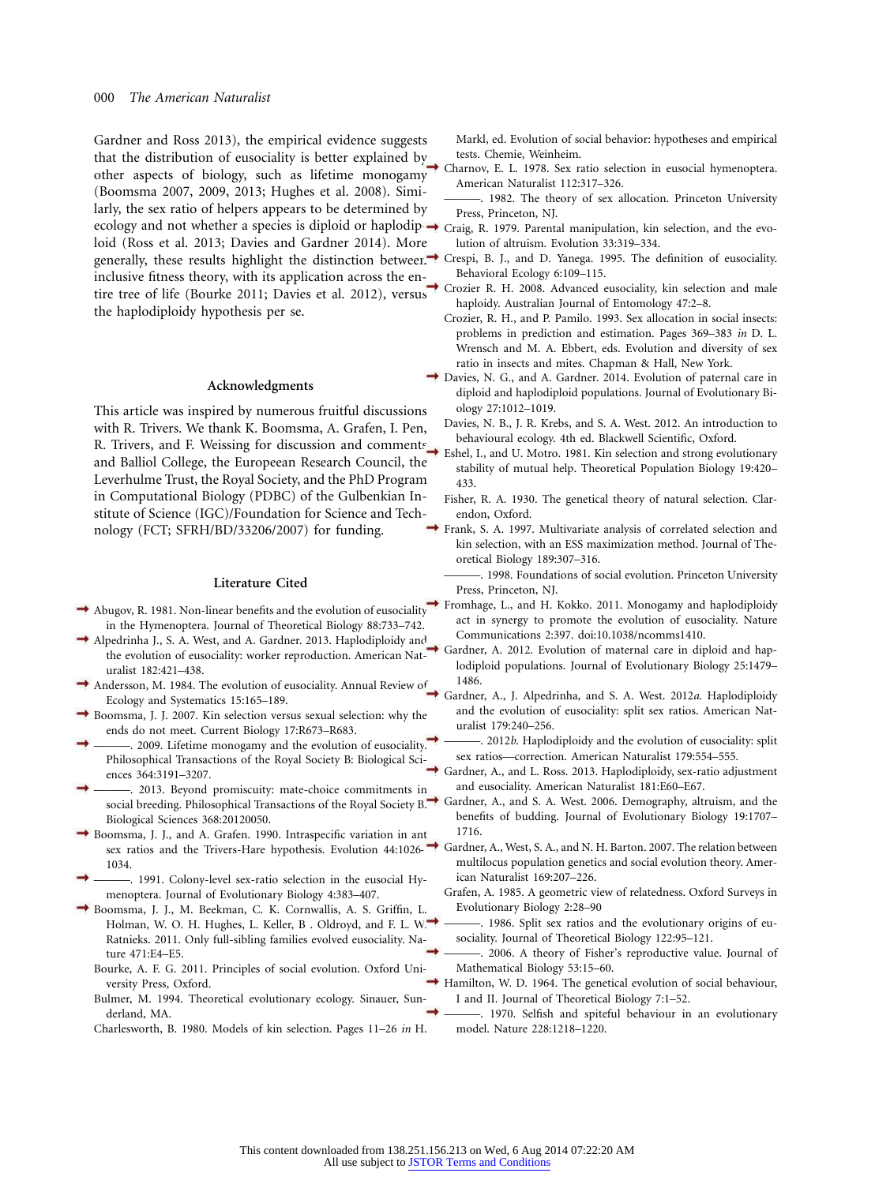Gardner and Ross 2013), the empirical evidence suggests that the distribution of eusociality is better explained by other aspects of biology, such as lifetime monogamy (Boomsma 2007, 2009, 2013; Hughes et al. 2008). Similarly, the sex ratio of helpers appears to be determined by ecology and not whether a species is diploid or haplodiploid (Ross et al. 2013; Davies and Gardner 2014). More generally, these results highlight the distinction between inclusive fitness theory, with its application across the entire tree of life (Bourke 2011; Davies et al. 2012), versus the haplodiploidy hypothesis per se.

## Acknowledgments

This article was inspired by numerous fruitful discussions with R. Trivers. We thank K. Boomsma, A. Grafen, I. Pen, R. Trivers, and F. Weissing for discussion and comments and Balliol College, the European Research Council, the Leverhulme Trust, the Royal Society, and the PhD Program in Computational Biology (PDBC) of the Gulbenkian Institute of Science (IGC)/Foundation for Science and Technology (FCT; SFRH/BD/33206/2007) for funding.

## Literature Cited

Abugov, R. 1981. Non-linear benefits and the evolution of eusociality in the Hymenoptera. Journal of Theoretical Biology 88:733–742.

Alpedrinha J., S. A. West, and A. Gardner. 2013. Haplodiploidy and the evolution of eusociality: worker reproduction. American Naturalist 182:421–438.

Andersson, M. 1984. The evolution of eusociality. Annual Review of Ecology and Systematics 15:165–189.

Boomsma, J. J. 2007. Kin selection versus sexual selection: why the ends do not meet. Current Biology 17:R673–R683.

———. 2009. Lifetime monogamy and the evolution of eusociality. Philosophical Transactions of the Royal Society B: Biological Sciences 364:3191–3207.

———. 2013. Beyond promiscuity: mate-choice commitments in social breeding. Philosophical Transactions of the Royal Society B: Biological Sciences 368:20120050.

Boomsma, J. J., and A. Grafen. 1990. Intraspecific variation in ant sex ratios and the Trivers-Hare hypothesis. Evolution 44:1026–1034.

———. 1991. Colony-level sex-ratio selection in the eusocial Hymenoptera. Journal of Evolutionary Biology 4:383–407.

Boomsma, J. J., M. Beekman, C. K. Cornwallis, A. S. Griffin, L. Holman, W. O. H. Hughes, L. Keller, B . Oldroyd, and F. L. W. Ratnieks. 2011. Only full-sibling families evolved eusociality. Nature 471:E4–E5.

Bourke, A. F. G. 2011. Principles of social evolution. Oxford University Press, Oxford.

Bulmer, M. 1994. Theoretical evolutionary ecology. Sinauer, Sunderland, MA.

Charlesworth, B. 1980. Models of kin selection. Pages 11–26 *in* H. Markl, ed. Evolution of social behavior: hypotheses and empirical tests. Chemie, Weinheim.

Charnov, E. L. 1978. Sex ratio selection in eusocial hymenoptera. American Naturalist 112:317–326.

———. 1982. The theory of sex allocation. Princeton University Press, Princeton, NJ.

Craig, R. 1979. Parental manipulation, kin selection, and the evolution of altruism. Evolution 33:319–334.

Crespi, B. J., and D. Yanega. 1995. The definition of eusociality. Behavioral Ecology 6:109–115.

Crozier R. H. 2008. Advanced eusociality, kin selection and male haploidy. Australian Journal of Entomology 47:2–8.

Crozier, R. H., and P. Pamilo. 1993. Sex allocation in social insects: problems in prediction and estimation. Pages 369–383 *in* D. L. Wrensch and M. A. Ebbert, eds. Evolution and diversity of sex ratio in insects and mites. Chapman & Hall, New York.

Davies, N. G., and A. Gardner. 2014. Evolution of paternal care in diploid and haplodiploid populations. Journal of Evolutionary Biology 27:1012–1019.

Davies, N. B., J. R. Krebs, and S. A. West. 2012. An introduction to behavioural ecology. 4th ed. Blackwell Scientific, Oxford.

Eshel, I., and U. Motro. 1981. Kin selection and strong evolutionary stability of mutual help. Theoretical Population Biology 19:420–433.

Fisher, R. A. 1930. The genetical theory of natural selection. Clarendon, Oxford.

Frank, S. A. 1997. Multivariate analysis of correlated selection and kin selection, with an ESS maximization method. Journal of Theoretical Biology 189:307–316.

———. 1998. Foundations of social evolution. Princeton University Press, Princeton, NJ.

Fromhage, L., and H. Kokko. 2011. Monogamy and haplodiploidy act in synergy to promote the evolution of eusociality. Nature Communications 2:397. doi:10.1038/ncomms1410.

Gardner, A. 2012. Evolution of maternal care in diploid and haplodiploid populations. Journal of Evolutionary Biology 25:1479–1486.

Gardner, A., J. Alpedrinha, and S. A. West. 2012*a*. Haplodiploidy and the evolution of eusociality: split sex ratios. American Naturalist 179:240–256.

———. 2012*b*. Haplodiploidy and the evolution of eusociality: split sex ratios—correction. American Naturalist 179:554–555.

Gardner, A., and L. Ross. 2013. Haplodiploidy, sex-ratio adjustment and eusociality. American Naturalist 181:E60–E67.

Gardner, A., and S. A. West. 2006. Demography, altruism, and the benefits of budding. Journal of Evolutionary Biology 19:1707–1716.

Gardner, A., West, S. A., and N. H. Barton. 2007. The relation between multilocus population genetics and social evolution theory. American Naturalist 169:207–226.

Grafen, A. 1985. A geometric view of relatedness. Oxford Surveys in Evolutionary Biology 2:28–90

———. 1986. Split sex ratios and the evolutionary origins of eusociality. Journal of Theoretical Biology 122:95–121.

———. 2006. A theory of Fisher's reproductive value. Journal of Mathematical Biology 53:15–60.

Hamilton, W. D. 1964. The genetical evolution of social behaviour, I and II. Journal of Theoretical Biology 7:1–52.

———. 1970. Selfish and spiteful behaviour in an evolutionary model. Nature 228:1218–1220.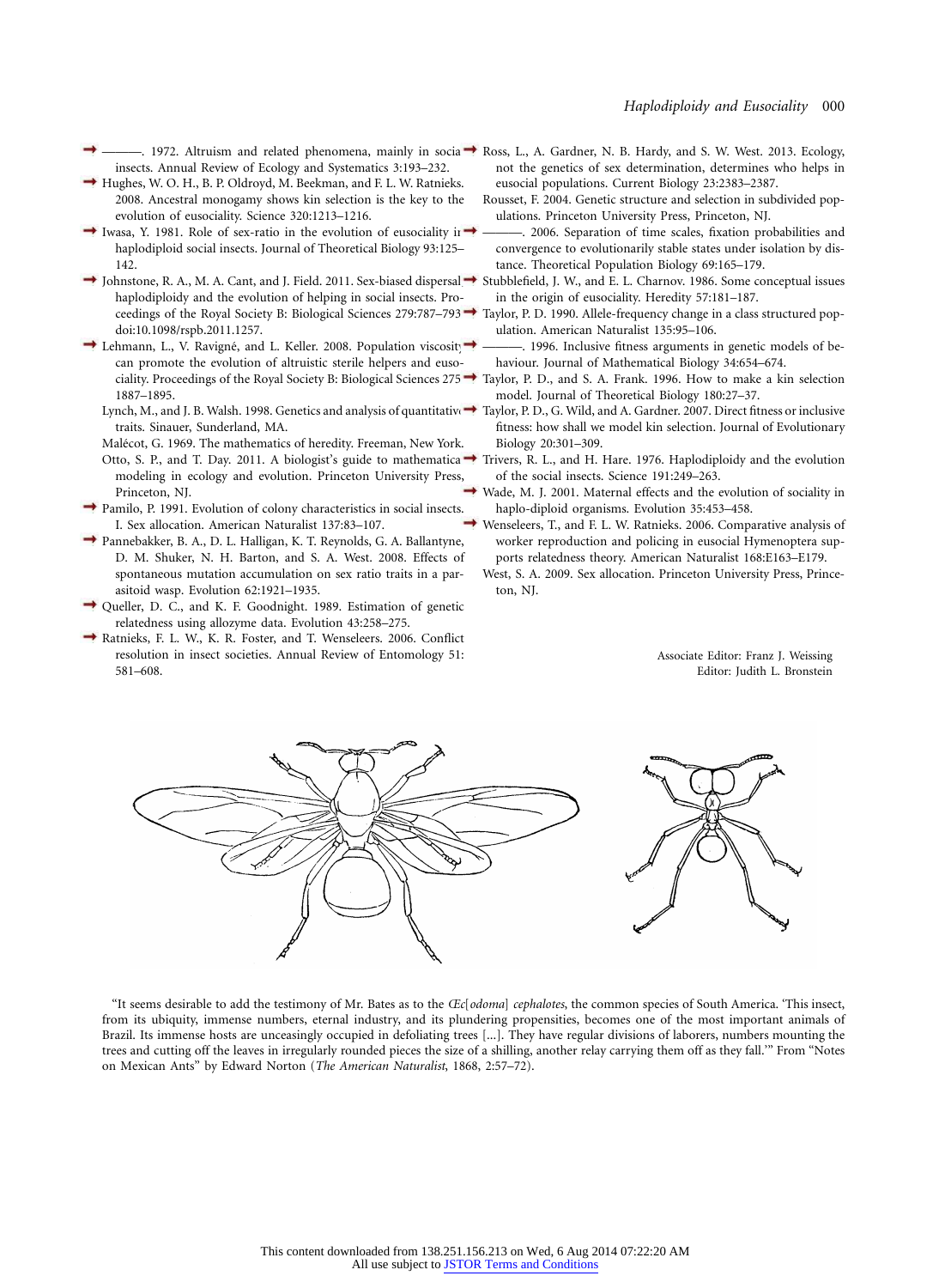———. 1972. Altruism and related phenomena, mainly in social insects. Annual Review of Ecology and Systematics 3:193–232.

Hughes, W. O. H., B. P. Oldroyd, M. Beekman, and F. L. W. Ratnieks. 2008. Ancestral monogamy shows kin selection is the key to the evolution of eusociality. Science 320:1213–1216.

Iwasa, Y. 1981. Role of sex-ratio in the evolution of eusociality in haplodiploid social insects. Journal of Theoretical Biology 93:125–142.

Johnstone, R. A., M. A. Cant, and J. Field. 2011. Sex-biased dispersal, haplodiploidy and the evolution of helping in social insects. Proceedings of the Royal Society B: Biological Sciences 279:787–793, doi:10.1098/rspb.2011.1257.

Lehmann, L., V. Ravigné, and L. Keller. 2008. Population viscosity can promote the evolution of altruistic sterile helpers and eusociality. Proceedings of the Royal Society B: Biological Sciences 275:1887–1895.

Lynch, M., and J. B. Walsh. 1998. Genetics and analysis of quantitative traits. Sinauer, Sunderland, MA.

Malécot, G. 1969. The mathematics of heredity. Freeman, New York.

Otto, S. P., and T. Day. 2011. A biologist's guide to mathematical modeling in ecology and evolution. Princeton University Press, Princeton, NJ.

Pamilo, P. 1991. Evolution of colony characteristics in social insects. I. Sex allocation. American Naturalist 137:83–107.

Pannebakker, B. A., D. L. Halligan, K. T. Reynolds, G. A. Ballantyne, D. M. Shuker, N. H. Barton, and S. A. West. 2008. Effects of spontaneous mutation accumulation on sex ratio traits in a parasitoid wasp. Evolution 62:1921–1935.

Queller, D. C., and K. F. Goodnight. 1989. Estimation of genetic relatedness using allozyme data. Evolution 43:258–275.

Ratnieks, F. L. W., K. R. Foster, and T. Wenseleers. 2006. Conflict resolution in insect societies. Annual Review of Entomology 51:581–608.

Ross, L., A. Gardner, N. B. Hardy, and S. W. West. 2013. Ecology, not the genetics of sex determination, determines who helps in eusocial populations. Current Biology 23:2383–2387.

Rousset, F. 2004. Genetic structure and selection in subdivided populations. Princeton University Press, Princeton, NJ.

———. 2006. Separation of time scales, fixation probabilities and convergence to evolutionarily stable states under isolation by distance. Theoretical Population Biology 69:165–179.

Stubblefield, J. W., and E. L. Charnov. 1986. Some conceptual issues in the origin of eusociality. Heredity 57:181–187.

Taylor, P. D. 1990. Allele-frequency change in a class structured population. American Naturalist 135:95–106.

———. 1996. Inclusive fitness arguments in genetic models of behaviour. Journal of Mathematical Biology 34:654–674.

Taylor, P. D., and S. A. Frank. 1996. How to make a kin selection model. Journal of Theoretical Biology 180:27–37.

Taylor, P. D., G. Wild, and A. Gardner. 2007. Direct fitness or inclusive fitness: how shall we model kin selection. Journal of Evolutionary Biology 20:301–309.

Trivers, R. L., and H. Hare. 1976. Haplodiploidy and the evolution of the social insects. Science 191:249–263.

Wade, M. J. 2001. Maternal effects and the evolution of sociality in haplo-diploid organisms. Evolution 35:453–458.

Wenseleers, T., and F. L. W. Ratnieks. 2006. Comparative analysis of worker reproduction and policing in eusocial Hymenoptera supports relatedness theory. American Naturalist 168:E163–E179.

West, S. A. 2009. Sex allocation. Princeton University Press, Princeton, NJ.

Associate Editor: Franz J. Weissing
Editor: Judith L. Bronstein

"It seems desirable to add the testimony of Mr. Bates as to the *Œc[odoma] cephalotes*, the common species of South America. 'This insect, from its ubiquity, immense numbers, eternal industry, and its plundering propensities, becomes one of the most important animals of Brazil. Its immense hosts are unceasingly occupied in defoliating trees [...]. They have regular divisions of laborers, numbers mounting the trees and cutting off the leaves in irregularly rounded pieces the size of a shilling, another relay carrying them off as they fall.'" From "Notes on Mexican Ants" by Edward Norton (*The American Naturalist*, 1868, 2:57–72).